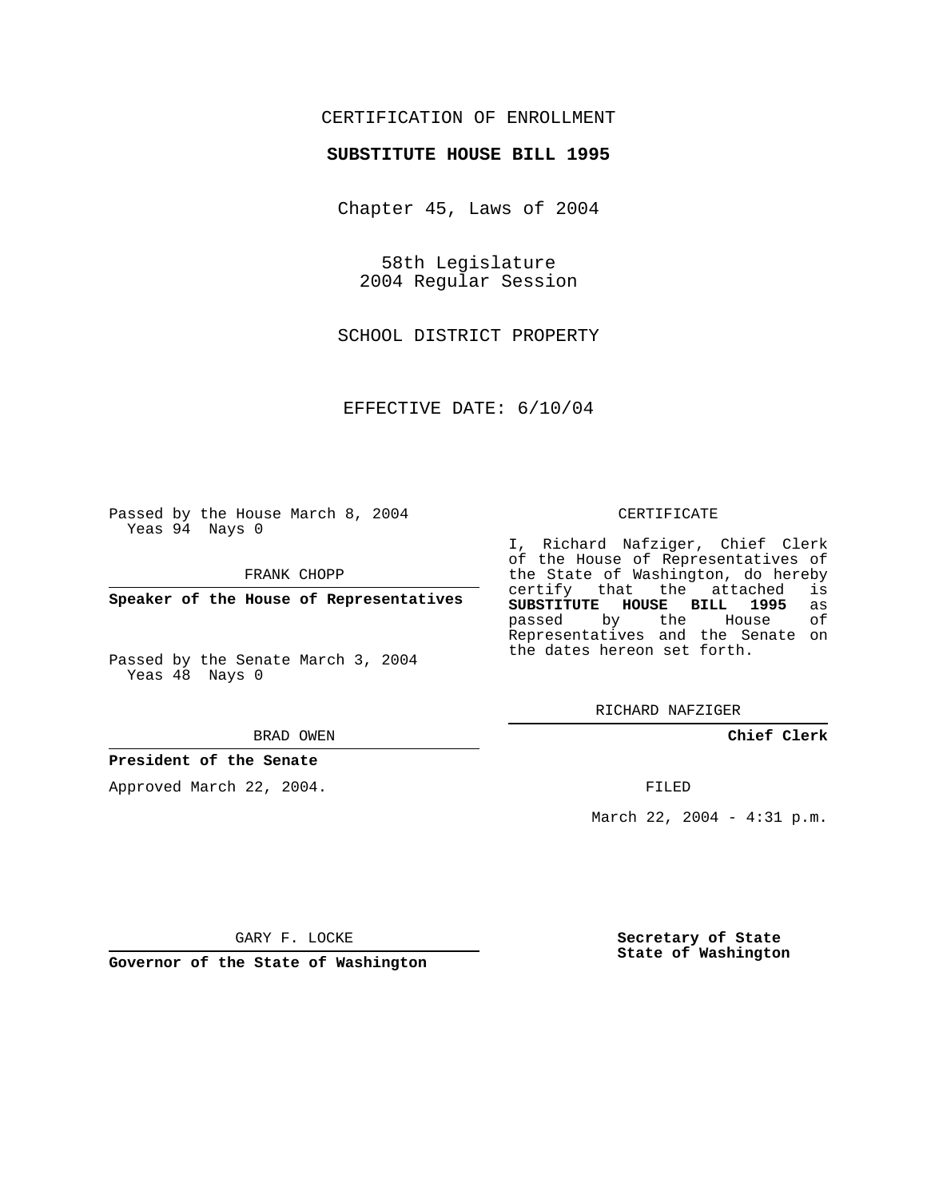CERTIFICATION OF ENROLLMENT

**SUBSTITUTE HOUSE BILL 1995**

Chapter 45, Laws of 2004

58th Legislature
2004 Regular Session

SCHOOL DISTRICT PROPERTY

EFFECTIVE DATE: 6/10/04

Passed by the House March 8, 2004
Yeas 94 Nays 0

FRANK CHOPP

**Speaker of the House of Representatives**

Passed by the Senate March 3, 2004
Yeas 48 Nays 0

BRAD OWEN

**President of the Senate**

Approved March 22, 2004.

GARY F. LOCKE

**Governor of the State of Washington**

CERTIFICATE

I, Richard Nafziger, Chief Clerk of the House of Representatives of the State of Washington, do hereby certify that the attached is **SUBSTITUTE HOUSE BILL 1995** as passed by the House of Representatives and the Senate on the dates hereon set forth.

RICHARD NAFZIGER

**Chief Clerk**

FILED

March 22, 2004 - 4:31 p.m.

**Secretary of State**
**State of Washington**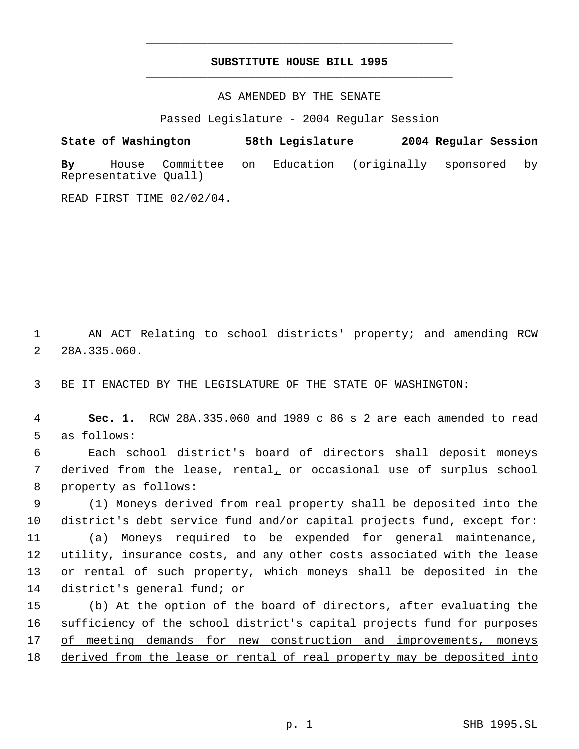# SUBSTITUTE HOUSE BILL 1995

AS AMENDED BY THE SENATE

Passed Legislature - 2004 Regular Session

**State of Washington 58th Legislature 2004 Regular Session**

**By** House Committee on Education (originally sponsored by Representative Quall)

READ FIRST TIME 02/02/04.

AN ACT Relating to school districts' property; and amending RCW 28A.335.060.

BE IT ENACTED BY THE LEGISLATURE OF THE STATE OF WASHINGTON:

**Sec. 1.** RCW 28A.335.060 and 1989 c 86 s 2 are each amended to read as follows:

Each school district's board of directors shall deposit moneys derived from the lease, rental, or occasional use of surplus school property as follows:

(1) Moneys derived from real property shall be deposited into the district's debt service fund and/or capital projects fund, except for:

(a) Moneys required to be expended for general maintenance, utility, insurance costs, and any other costs associated with the lease or rental of such property, which moneys shall be deposited in the district's general fund; or

(b) At the option of the board of directors, after evaluating the sufficiency of the school district's capital projects fund for purposes of meeting demands for new construction and improvements, moneys derived from the lease or rental of real property may be deposited into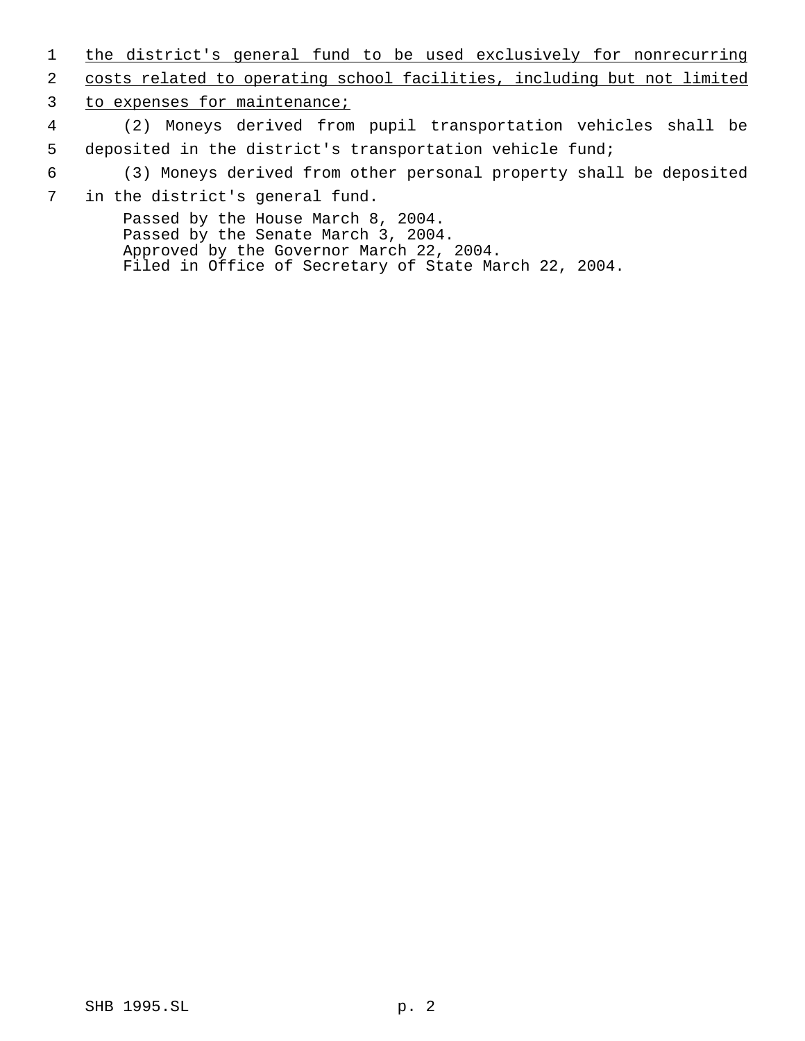the district's general fund to be used exclusively for nonrecurring costs related to operating school facilities, including but not limited to expenses for maintenance;

(2) Moneys derived from pupil transportation vehicles shall be deposited in the district's transportation vehicle fund;

(3) Moneys derived from other personal property shall be deposited in the district's general fund.

Passed by the House March 8, 2004.
Passed by the Senate March 3, 2004.
Approved by the Governor March 22, 2004.
Filed in Office of Secretary of State March 22, 2004.